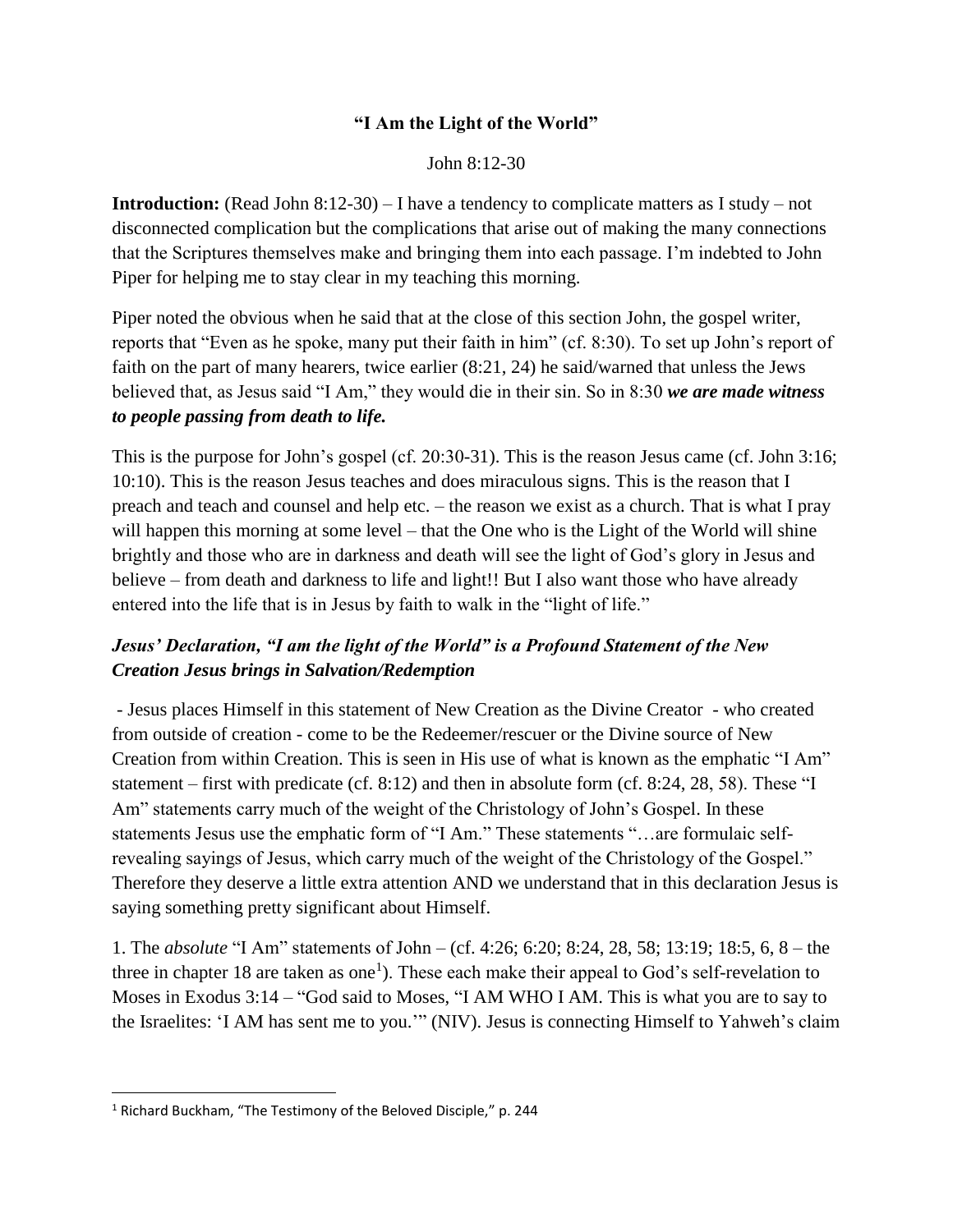**"I Am the Light of the World"**

John 8:12-30

**Introduction:** (Read John 8:12-30) – I have a tendency to complicate matters as I study – not disconnected complication but the complications that arise out of making the many connections that the Scriptures themselves make and bringing them into each passage. I'm indebted to John Piper for helping me to stay clear in my teaching this morning.

Piper noted the obvious when he said that at the close of this section John, the gospel writer, reports that "Even as he spoke, many put their faith in him" (cf. 8:30). To set up John's report of faith on the part of many hearers, twice earlier (8:21, 24) he said/warned that unless the Jews believed that, as Jesus said "I Am," they would die in their sin. So in 8:30 ***we are made witness to people passing from death to life.***

This is the purpose for John's gospel (cf. 20:30-31). This is the reason Jesus came (cf. John 3:16; 10:10). This is the reason Jesus teaches and does miraculous signs. This is the reason that I preach and teach and counsel and help etc. – the reason we exist as a church. That is what I pray will happen this morning at some level – that the One who is the Light of the World will shine brightly and those who are in darkness and death will see the light of God's glory in Jesus and believe – from death and darkness to life and light!! But I also want those who have already entered into the life that is in Jesus by faith to walk in the "light of life."

### *Jesus' Declaration, "I am the light of the World" is a Profound Statement of the New Creation Jesus brings in Salvation/Redemption*

- Jesus places Himself in this statement of New Creation as the Divine Creator - who created from outside of creation - come to be the Redeemer/rescuer or the Divine source of New Creation from within Creation. This is seen in His use of what is known as the emphatic "I Am" statement – first with predicate (cf. 8:12) and then in absolute form (cf. 8:24, 28, 58). These "I Am" statements carry much of the weight of the Christology of John's Gospel. In these statements Jesus use the emphatic form of "I Am." These statements "…are formulaic self-revealing sayings of Jesus, which carry much of the weight of the Christology of the Gospel." Therefore they deserve a little extra attention AND we understand that in this declaration Jesus is saying something pretty significant about Himself.

1. The *absolute* "I Am" statements of John – (cf. 4:26; 6:20; 8:24, 28, 58; 13:19; 18:5, 6, 8 – the three in chapter 18 are taken as one[1]). These each make their appeal to God's self-revelation to Moses in Exodus 3:14 – "God said to Moses, "I AM WHO I AM. This is what you are to say to the Israelites: 'I AM has sent me to you.'" (NIV). Jesus is connecting Himself to Yahweh's claim

[1] Richard Buckham, "The Testimony of the Beloved Disciple," p. 244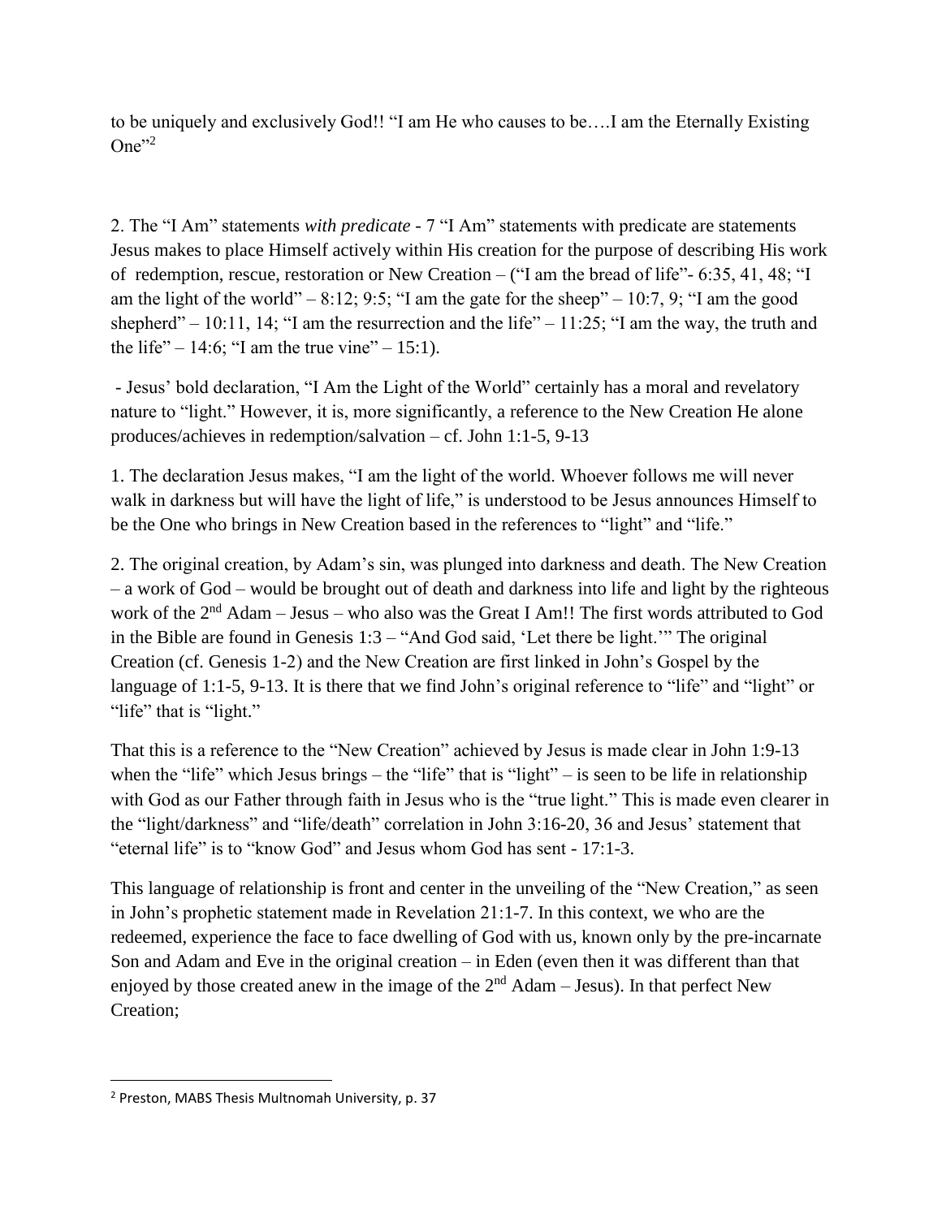to be uniquely and exclusively God!! "I am He who causes to be….I am the Eternally Existing One"[2]

2. The "I Am" statements *with predicate* - 7 "I Am" statements with predicate are statements Jesus makes to place Himself actively within His creation for the purpose of describing His work of redemption, rescue, restoration or New Creation – ("I am the bread of life"- 6:35, 41, 48; "I am the light of the world" – 8:12; 9:5; "I am the gate for the sheep" – 10:7, 9; "I am the good shepherd" – 10:11, 14; "I am the resurrection and the life" – 11:25; "I am the way, the truth and the life" – 14:6; "I am the true vine" – 15:1).

- Jesus' bold declaration, "I Am the Light of the World" certainly has a moral and revelatory nature to "light." However, it is, more significantly, a reference to the New Creation He alone produces/achieves in redemption/salvation – cf. John 1:1-5, 9-13

1. The declaration Jesus makes, "I am the light of the world. Whoever follows me will never walk in darkness but will have the light of life," is understood to be Jesus announces Himself to be the One who brings in New Creation based in the references to "light" and "life."

2. The original creation, by Adam's sin, was plunged into darkness and death. The New Creation – a work of God – would be brought out of death and darkness into life and light by the righteous work of the 2nd Adam – Jesus – who also was the Great I Am!! The first words attributed to God in the Bible are found in Genesis 1:3 – "And God said, 'Let there be light.'" The original Creation (cf. Genesis 1-2) and the New Creation are first linked in John's Gospel by the language of 1:1-5, 9-13. It is there that we find John's original reference to "life" and "light" or "life" that is "light."

That this is a reference to the "New Creation" achieved by Jesus is made clear in John 1:9-13 when the "life" which Jesus brings – the "life" that is "light" – is seen to be life in relationship with God as our Father through faith in Jesus who is the "true light." This is made even clearer in the "light/darkness" and "life/death" correlation in John 3:16-20, 36 and Jesus' statement that "eternal life" is to "know God" and Jesus whom God has sent - 17:1-3.

This language of relationship is front and center in the unveiling of the "New Creation," as seen in John's prophetic statement made in Revelation 21:1-7. In this context, we who are the redeemed, experience the face to face dwelling of God with us, known only by the pre-incarnate Son and Adam and Eve in the original creation – in Eden (even then it was different than that enjoyed by those created anew in the image of the 2nd Adam – Jesus). In that perfect New Creation;

---

[2] Preston, MABS Thesis Multnomah University, p. 37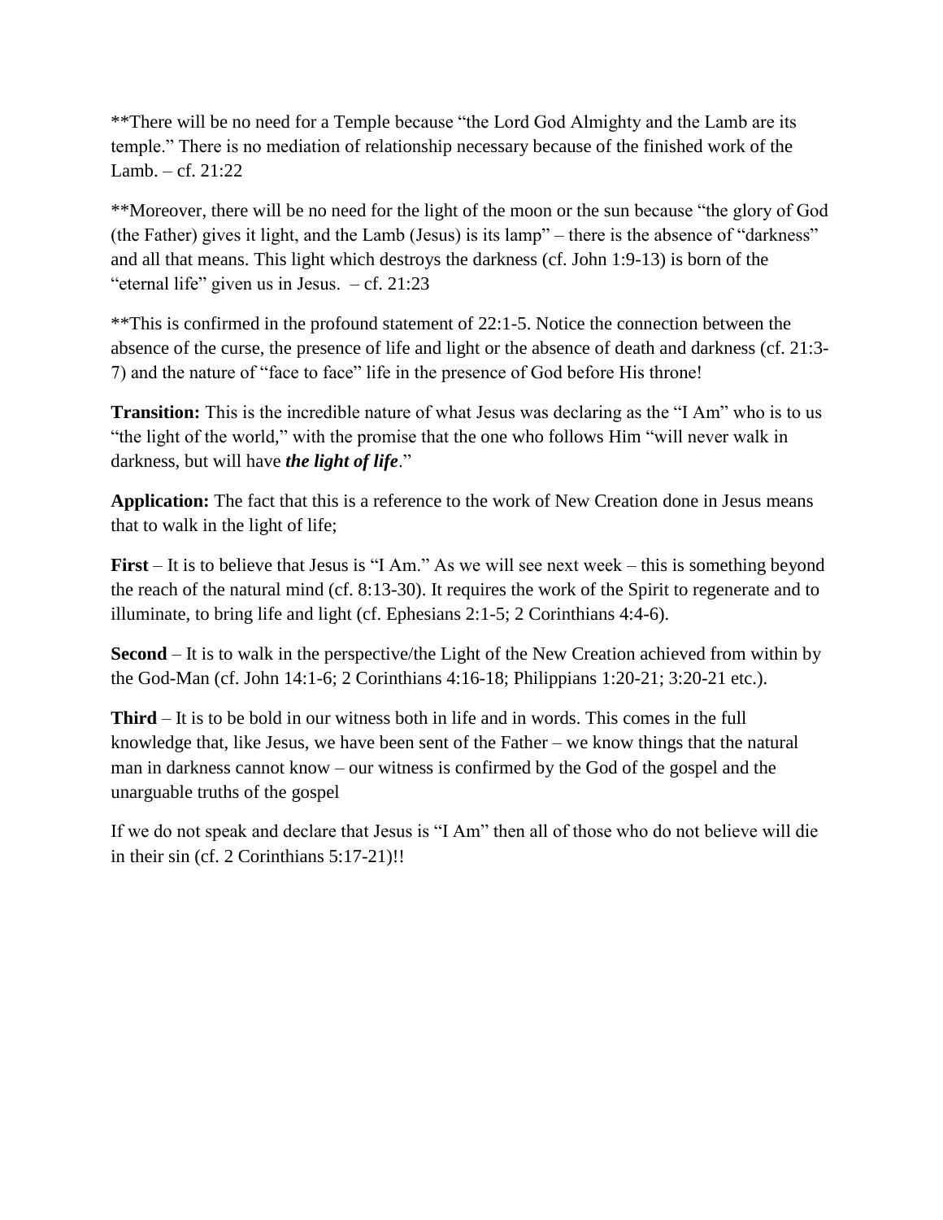**There will be no need for a Temple because "the Lord God Almighty and the Lamb are its temple." There is no mediation of relationship necessary because of the finished work of the Lamb. – cf. 21:22

**Moreover, there will be no need for the light of the moon or the sun because "the glory of God (the Father) gives it light, and the Lamb (Jesus) is its lamp" – there is the absence of "darkness" and all that means. This light which destroys the darkness (cf. John 1:9-13) is born of the "eternal life" given us in Jesus. – cf. 21:23

**This is confirmed in the profound statement of 22:1-5. Notice the connection between the absence of the curse, the presence of life and light or the absence of death and darkness (cf. 21:3-7) and the nature of "face to face" life in the presence of God before His throne!

**Transition:** This is the incredible nature of what Jesus was declaring as the "I Am" who is to us "the light of the world," with the promise that the one who follows Him "will never walk in darkness, but will have ***the light of life***."

**Application:** The fact that this is a reference to the work of New Creation done in Jesus means that to walk in the light of life;

**First** – It is to believe that Jesus is "I Am." As we will see next week – this is something beyond the reach of the natural mind (cf. 8:13-30). It requires the work of the Spirit to regenerate and to illuminate, to bring life and light (cf. Ephesians 2:1-5; 2 Corinthians 4:4-6).

**Second** – It is to walk in the perspective/the Light of the New Creation achieved from within by the God-Man (cf. John 14:1-6; 2 Corinthians 4:16-18; Philippians 1:20-21; 3:20-21 etc.).

**Third** – It is to be bold in our witness both in life and in words. This comes in the full knowledge that, like Jesus, we have been sent of the Father – we know things that the natural man in darkness cannot know – our witness is confirmed by the God of the gospel and the unarguable truths of the gospel

If we do not speak and declare that Jesus is "I Am" then all of those who do not believe will die in their sin (cf. 2 Corinthians 5:17-21)!!